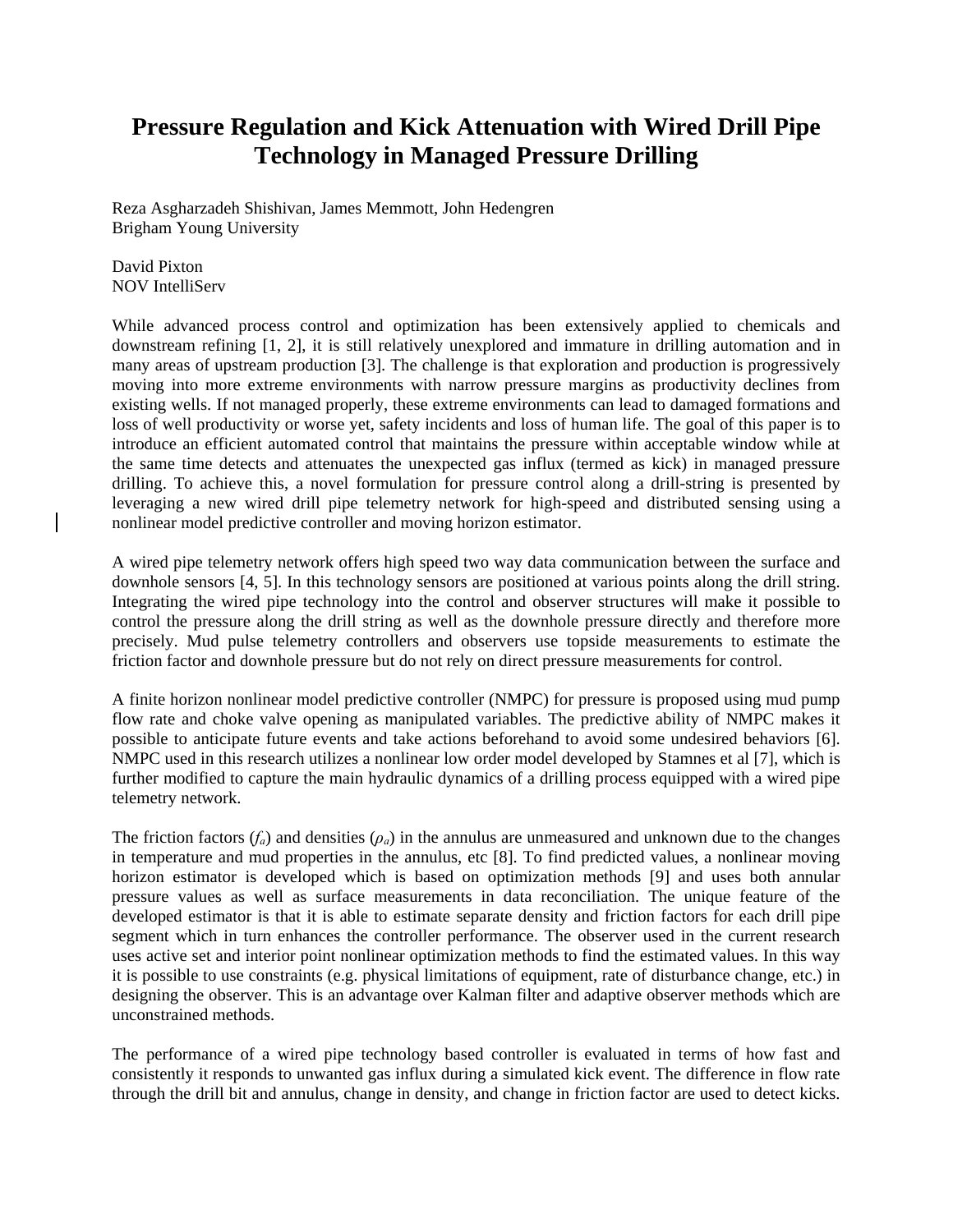# Pressure Regulation and Kick Attenuation with Wired Drill Pipe Technology in Managed Pressure Drilling

Reza Asgharzadeh Shishivan, James Memmott, John Hedengren
Brigham Young University

David Pixton
NOV IntelliServ

While advanced process control and optimization has been extensively applied to chemicals and downstream refining [1, 2], it is still relatively unexplored and immature in drilling automation and in many areas of upstream production [3]. The challenge is that exploration and production is progressively moving into more extreme environments with narrow pressure margins as productivity declines from existing wells. If not managed properly, these extreme environments can lead to damaged formations and loss of well productivity or worse yet, safety incidents and loss of human life. The goal of this paper is to introduce an efficient automated control that maintains the pressure within acceptable window while at the same time detects and attenuates the unexpected gas influx (termed as kick) in managed pressure drilling. To achieve this, a novel formulation for pressure control along a drill-string is presented by leveraging a new wired drill pipe telemetry network for high-speed and distributed sensing using a nonlinear model predictive controller and moving horizon estimator.

A wired pipe telemetry network offers high speed two way data communication between the surface and downhole sensors [4, 5]. In this technology sensors are positioned at various points along the drill string. Integrating the wired pipe technology into the control and observer structures will make it possible to control the pressure along the drill string as well as the downhole pressure directly and therefore more precisely. Mud pulse telemetry controllers and observers use topside measurements to estimate the friction factor and downhole pressure but do not rely on direct pressure measurements for control.

A finite horizon nonlinear model predictive controller (NMPC) for pressure is proposed using mud pump flow rate and choke valve opening as manipulated variables. The predictive ability of NMPC makes it possible to anticipate future events and take actions beforehand to avoid some undesired behaviors [6]. NMPC used in this research utilizes a nonlinear low order model developed by Stamnes et al [7], which is further modified to capture the main hydraulic dynamics of a drilling process equipped with a wired pipe telemetry network.

The friction factors ($f_a$) and densities ($\rho_a$) in the annulus are unmeasured and unknown due to the changes in temperature and mud properties in the annulus, etc [8]. To find predicted values, a nonlinear moving horizon estimator is developed which is based on optimization methods [9] and uses both annular pressure values as well as surface measurements in data reconciliation. The unique feature of the developed estimator is that it is able to estimate separate density and friction factors for each drill pipe segment which in turn enhances the controller performance. The observer used in the current research uses active set and interior point nonlinear optimization methods to find the estimated values. In this way it is possible to use constraints (e.g. physical limitations of equipment, rate of disturbance change, etc.) in designing the observer. This is an advantage over Kalman filter and adaptive observer methods which are unconstrained methods.

The performance of a wired pipe technology based controller is evaluated in terms of how fast and consistently it responds to unwanted gas influx during a simulated kick event. The difference in flow rate through the drill bit and annulus, change in density, and change in friction factor are used to detect kicks.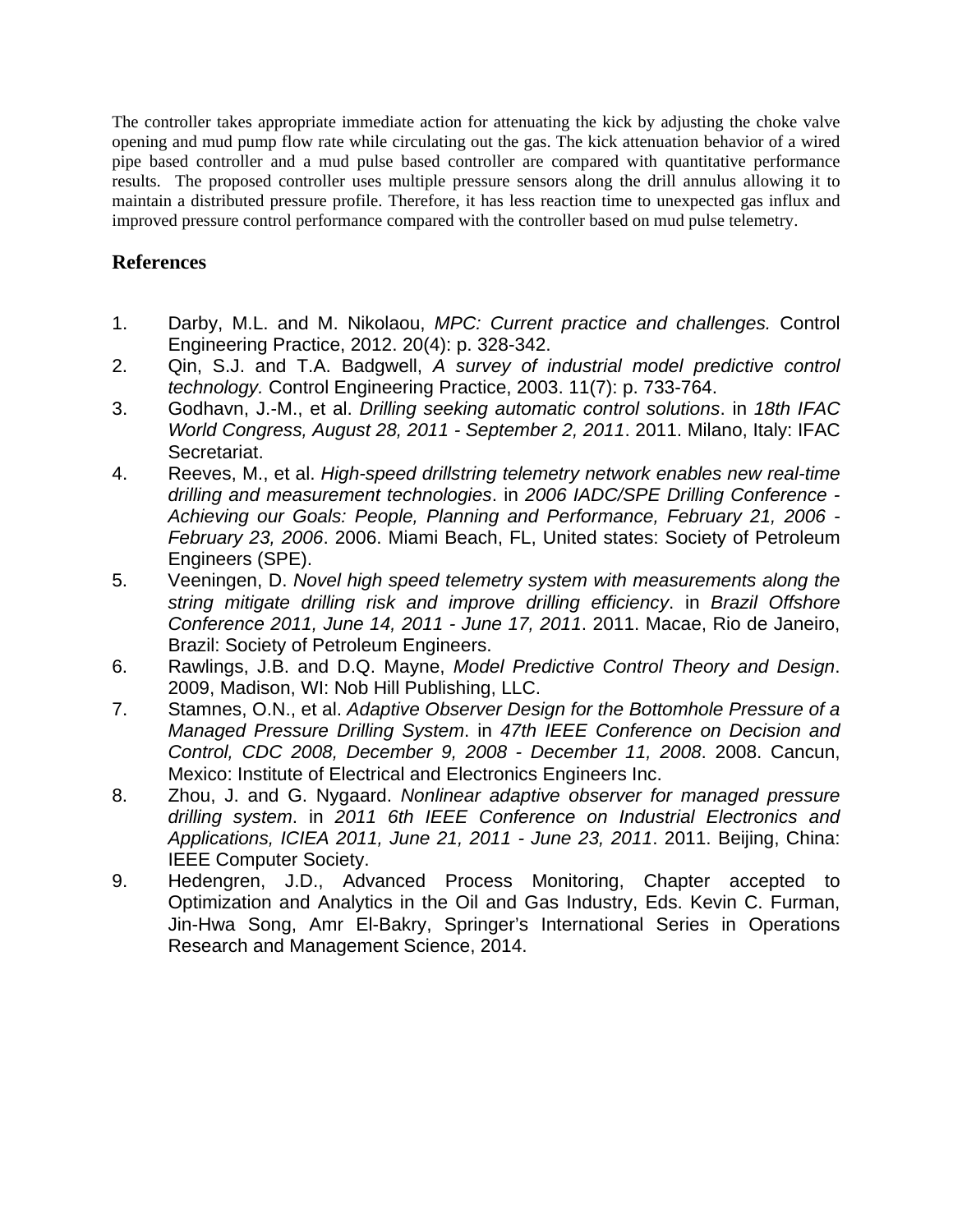The controller takes appropriate immediate action for attenuating the kick by adjusting the choke valve opening and mud pump flow rate while circulating out the gas. The kick attenuation behavior of a wired pipe based controller and a mud pulse based controller are compared with quantitative performance results. The proposed controller uses multiple pressure sensors along the drill annulus allowing it to maintain a distributed pressure profile. Therefore, it has less reaction time to unexpected gas influx and improved pressure control performance compared with the controller based on mud pulse telemetry.

## References

1. Darby, M.L. and M. Nikolaou, *MPC: Current practice and challenges.* Control Engineering Practice, 2012. 20(4): p. 328-342.
2. Qin, S.J. and T.A. Badgwell, *A survey of industrial model predictive control technology.* Control Engineering Practice, 2003. 11(7): p. 733-764.
3. Godhavn, J.-M., et al. *Drilling seeking automatic control solutions*. in *18th IFAC World Congress, August 28, 2011 - September 2, 2011*. 2011. Milano, Italy: IFAC Secretariat.
4. Reeves, M., et al. *High-speed drillstring telemetry network enables new real-time drilling and measurement technologies*. in *2006 IADC/SPE Drilling Conference - Achieving our Goals: People, Planning and Performance, February 21, 2006 - February 23, 2006*. 2006. Miami Beach, FL, United states: Society of Petroleum Engineers (SPE).
5. Veeningen, D. *Novel high speed telemetry system with measurements along the string mitigate drilling risk and improve drilling efficiency*. in *Brazil Offshore Conference 2011, June 14, 2011 - June 17, 2011*. 2011. Macae, Rio de Janeiro, Brazil: Society of Petroleum Engineers.
6. Rawlings, J.B. and D.Q. Mayne, *Model Predictive Control Theory and Design*. 2009, Madison, WI: Nob Hill Publishing, LLC.
7. Stamnes, O.N., et al. *Adaptive Observer Design for the Bottomhole Pressure of a Managed Pressure Drilling System*. in *47th IEEE Conference on Decision and Control, CDC 2008, December 9, 2008 - December 11, 2008*. 2008. Cancun, Mexico: Institute of Electrical and Electronics Engineers Inc.
8. Zhou, J. and G. Nygaard. *Nonlinear adaptive observer for managed pressure drilling system*. in *2011 6th IEEE Conference on Industrial Electronics and Applications, ICIEA 2011, June 21, 2011 - June 23, 2011*. 2011. Beijing, China: IEEE Computer Society.
9. Hedengren, J.D., Advanced Process Monitoring, Chapter accepted to Optimization and Analytics in the Oil and Gas Industry, Eds. Kevin C. Furman, Jin-Hwa Song, Amr El-Bakry, Springer's International Series in Operations Research and Management Science, 2014.